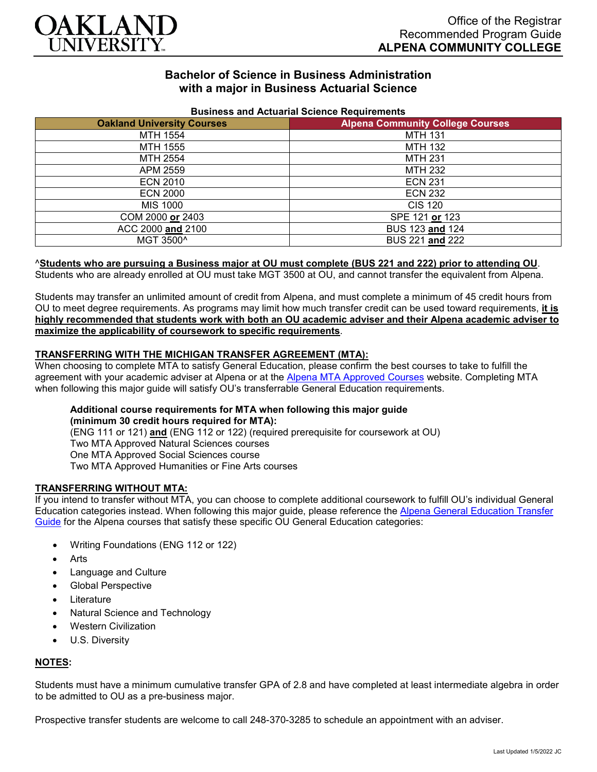Office of the Registrar
Recommended Program Guide
**ALPENA COMMUNITY COLLEGE**

# Bachelor of Science in Business Administration with a major in Business Actuarial Science

**Business and Actuarial Science Requirements**

| Oakland University Courses | Alpena Community College Courses |
|---|---|
| MTH 1554 | MTH 131 |
| MTH 1555 | MTH 132 |
| MTH 2554 | MTH 231 |
| APM 2559 | MTH 232 |
| ECN 2010 | ECN 231 |
| ECN 2000 | ECN 232 |
| MIS 1000 | CIS 120 |
| COM 2000 **or** 2403 | SPE 121 **or** 123 |
| ACC 2000 **and** 2100 | BUS 123 **and** 124 |
| MGT 3500^ | BUS 221 **and** 222 |

^**Students who are pursuing a Business major at OU must complete (BUS 221 and 222) prior to attending OU**. Students who are already enrolled at OU must take MGT 3500 at OU, and cannot transfer the equivalent from Alpena.

Students may transfer an unlimited amount of credit from Alpena, and must complete a minimum of 45 credit hours from OU to meet degree requirements. As programs may limit how much transfer credit can be used toward requirements, **it is highly recommended that students work with both an OU academic adviser and their Alpena academic adviser to maximize the applicability of coursework to specific requirements**.

## TRANSFERRING WITH THE MICHIGAN TRANSFER AGREEMENT (MTA):

When choosing to complete MTA to satisfy General Education, please confirm the best courses to take to fulfill the agreement with your academic adviser at Alpena or at the Alpena MTA Approved Courses website. Completing MTA when following this major guide will satisfy OU's transferrable General Education requirements.

**Additional course requirements for MTA when following this major guide (minimum 30 credit hours required for MTA):**
(ENG 111 or 121) **and** (ENG 112 or 122) (required prerequisite for coursework at OU)
Two MTA Approved Natural Sciences courses
One MTA Approved Social Sciences course
Two MTA Approved Humanities or Fine Arts courses

## TRANSFERRING WITHOUT MTA:

If you intend to transfer without MTA, you can choose to complete additional coursework to fulfill OU's individual General Education categories instead. When following this major guide, please reference the Alpena General Education Transfer Guide for the Alpena courses that satisfy these specific OU General Education categories:

- Writing Foundations (ENG 112 or 122)
- Arts
- Language and Culture
- Global Perspective
- Literature
- Natural Science and Technology
- Western Civilization
- U.S. Diversity

## NOTES:

Students must have a minimum cumulative transfer GPA of 2.8 and have completed at least intermediate algebra in order to be admitted to OU as a pre-business major.

Prospective transfer students are welcome to call 248-370-3285 to schedule an appointment with an adviser.

Last Updated 1/5/2022 JC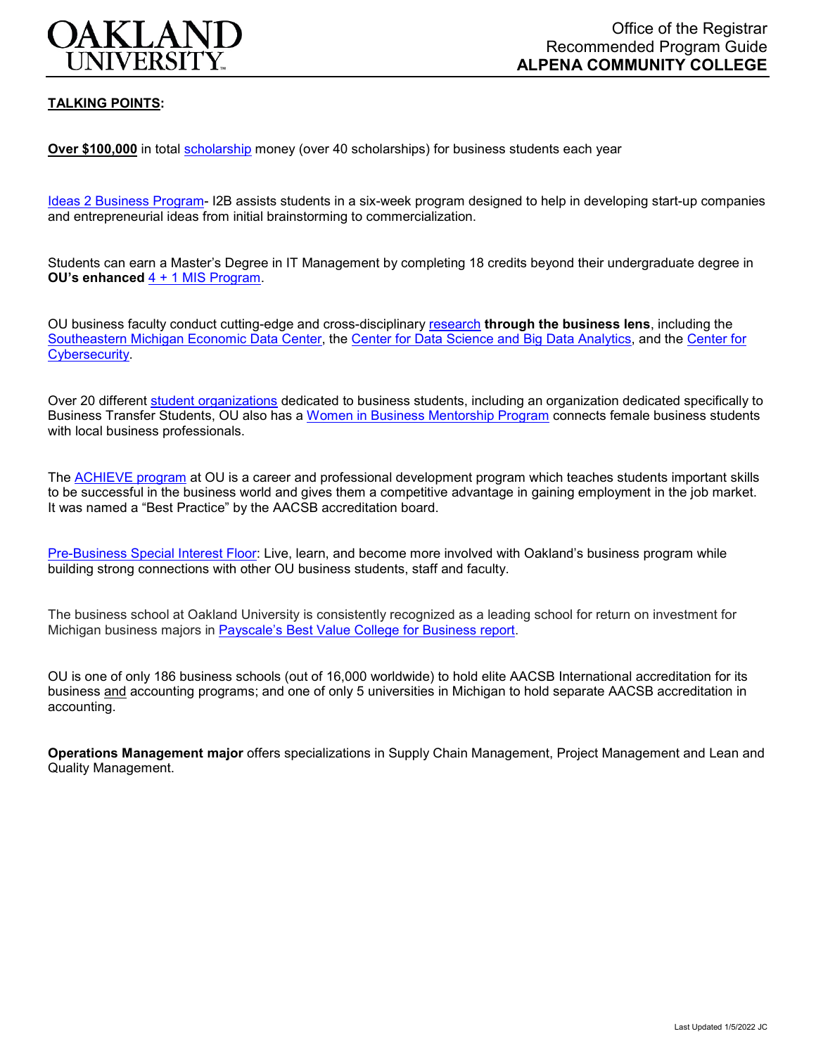**TALKING POINTS:**

**Over $100,000** in total scholarship money (over 40 scholarships) for business students each year

Ideas 2 Business Program- I2B assists students in a six-week program designed to help in developing start-up companies and entrepreneurial ideas from initial brainstorming to commercialization.

Students can earn a Master's Degree in IT Management by completing 18 credits beyond their undergraduate degree in **OU's enhanced** 4 + 1 MIS Program.

OU business faculty conduct cutting-edge and cross-disciplinary research **through the business lens**, including the Southeastern Michigan Economic Data Center, the Center for Data Science and Big Data Analytics, and the Center for Cybersecurity.

Over 20 different student organizations dedicated to business students, including an organization dedicated specifically to Business Transfer Students, OU also has a Women in Business Mentorship Program connects female business students with local business professionals.

The ACHIEVE program at OU is a career and professional development program which teaches students important skills to be successful in the business world and gives them a competitive advantage in gaining employment in the job market. It was named a "Best Practice" by the AACSB accreditation board.

Pre-Business Special Interest Floor: Live, learn, and become more involved with Oakland's business program while building strong connections with other OU business students, staff and faculty.

The business school at Oakland University is consistently recognized as a leading school for return on investment for Michigan business majors in Payscale's Best Value College for Business report.

OU is one of only 186 business schools (out of 16,000 worldwide) to hold elite AACSB International accreditation for its business and accounting programs; and one of only 5 universities in Michigan to hold separate AACSB accreditation in accounting.

**Operations Management major** offers specializations in Supply Chain Management, Project Management and Lean and Quality Management.